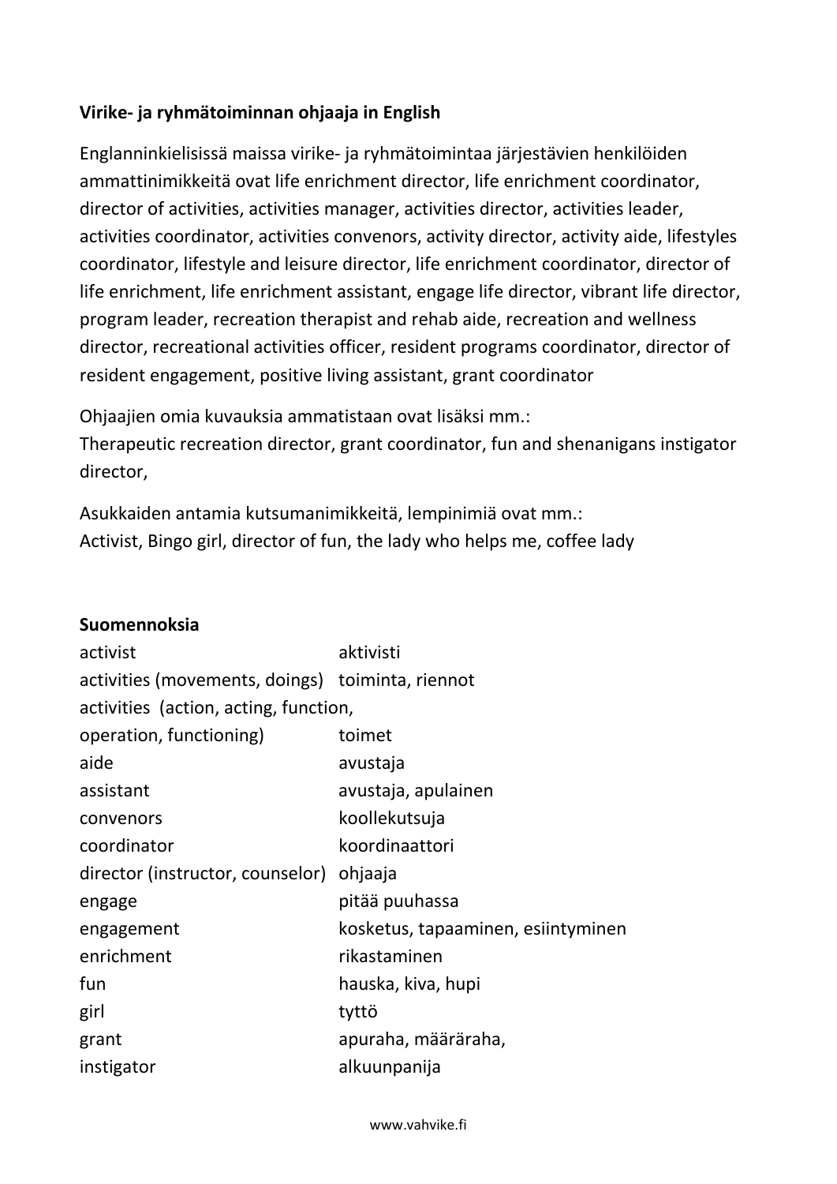**Virike- ja ryhmätoiminnan ohjaaja in English**

Englanninkielisissä maissa virike- ja ryhmätoimintaa järjestävien henkilöiden ammattinimikkeitä ovat life enrichment director, life enrichment coordinator, director of activities, activities manager, activities director, activities leader, activities coordinator, activities convenors, activity director, activity aide, lifestyles coordinator, lifestyle and leisure director, life enrichment coordinator, director of life enrichment, life enrichment assistant, engage life director, vibrant life director, program leader, recreation therapist and rehab aide, recreation and wellness director, recreational activities officer, resident programs coordinator, director of resident engagement, positive living assistant, grant coordinator

Ohjaajien omia kuvauksia ammatistaan ovat lisäksi mm.:
Therapeutic recreation director, grant coordinator, fun and shenanigans instigator director,

Asukkaiden antamia kutsumanimikkeitä, lempinimiä ovat mm.:
Activist, Bingo girl, director of fun, the lady who helps me, coffee lady

**Suomennoksia**

| | |
|---|---|
| activist | aktivisti |
| activities (movements, doings) | toiminta, riennot |
| activities (action, acting, function, operation, functioning) | toimet |
| aide | avustaja |
| assistant | avustaja, apulainen |
| convenors | koollekutsuja |
| coordinator | koordinaattori |
| director (instructor, counselor) | ohjaaja |
| engage | pitää puuhassa |
| engagement | kosketus, tapaaminen, esiintyminen |
| enrichment | rikastaminen |
| fun | hauska, kiva, hupi |
| girl | tyttö |
| grant | apuraha, määräraha, |
| instigator | alkuunpanija |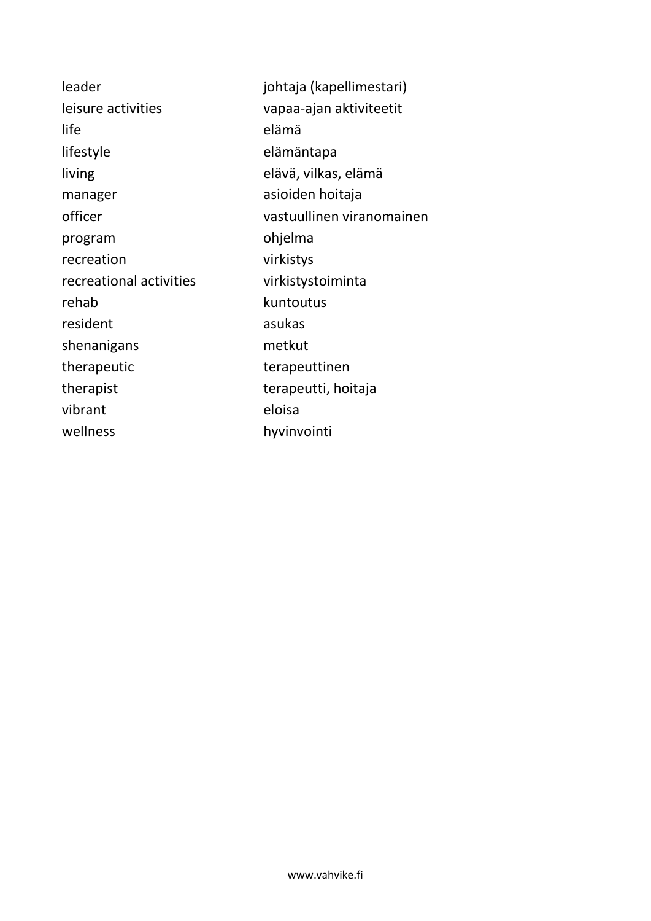| | |
|---|---|
| leader | johtaja (kapellimestari) |
| leisure activities | vapaa-ajan aktiviteetit |
| life | elämä |
| lifestyle | elämäntapa |
| living | elävä, vilkas, elämä |
| manager | asioiden hoitaja |
| officer | vastuullinen viranomainen |
| program | ohjelma |
| recreation | virkistys |
| recreational activities | virkistystoiminta |
| rehab | kuntoutus |
| resident | asukas |
| shenanigans | metkut |
| therapeutic | terapeuttinen |
| therapist | terapeutti, hoitaja |
| vibrant | eloisa |
| wellness | hyvinvointi |